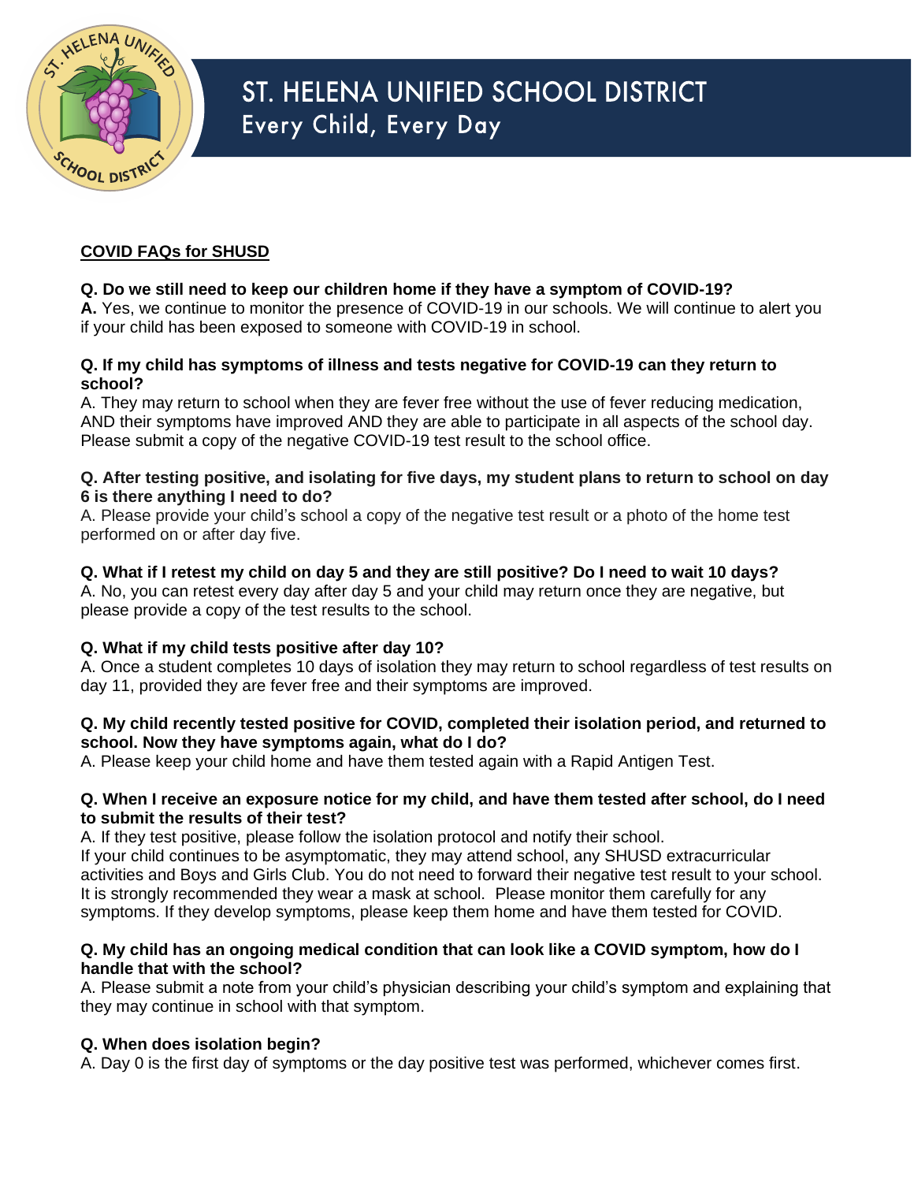# ST. HELENA UNIFIED SCHOOL DISTRICT

Every Child, Every Day

## COVID FAQs for SHUSD

**Q. Do we still need to keep our children home if they have a symptom of COVID-19?**
**A.** Yes, we continue to monitor the presence of COVID-19 in our schools. We will continue to alert you if your child has been exposed to someone with COVID-19 in school.

**Q. If my child has symptoms of illness and tests negative for COVID-19 can they return to school?**
A. They may return to school when they are fever free without the use of fever reducing medication, AND their symptoms have improved AND they are able to participate in all aspects of the school day. Please submit a copy of the negative COVID-19 test result to the school office.

**Q. After testing positive, and isolating for five days, my student plans to return to school on day 6 is there anything I need to do?**
A. Please provide your child's school a copy of the negative test result or a photo of the home test performed on or after day five.

**Q. What if I retest my child on day 5 and they are still positive? Do I need to wait 10 days?**
A. No, you can retest every day after day 5 and your child may return once they are negative, but please provide a copy of the test results to the school.

**Q. What if my child tests positive after day 10?**
A. Once a student completes 10 days of isolation they may return to school regardless of test results on day 11, provided they are fever free and their symptoms are improved.

**Q. My child recently tested positive for COVID, completed their isolation period, and returned to school. Now they have symptoms again, what do I do?**
A. Please keep your child home and have them tested again with a Rapid Antigen Test.

**Q. When I receive an exposure notice for my child, and have them tested after school, do I need to submit the results of their test?**
A. If they test positive, please follow the isolation protocol and notify their school.
If your child continues to be asymptomatic, they may attend school, any SHUSD extracurricular activities and Boys and Girls Club. You do not need to forward their negative test result to your school. It is strongly recommended they wear a mask at school. Please monitor them carefully for any symptoms. If they develop symptoms, please keep them home and have them tested for COVID.

**Q. My child has an ongoing medical condition that can look like a COVID symptom, how do I handle that with the school?**
A. Please submit a note from your child's physician describing your child's symptom and explaining that they may continue in school with that symptom.

**Q. When does isolation begin?**
A. Day 0 is the first day of symptoms or the day positive test was performed, whichever comes first.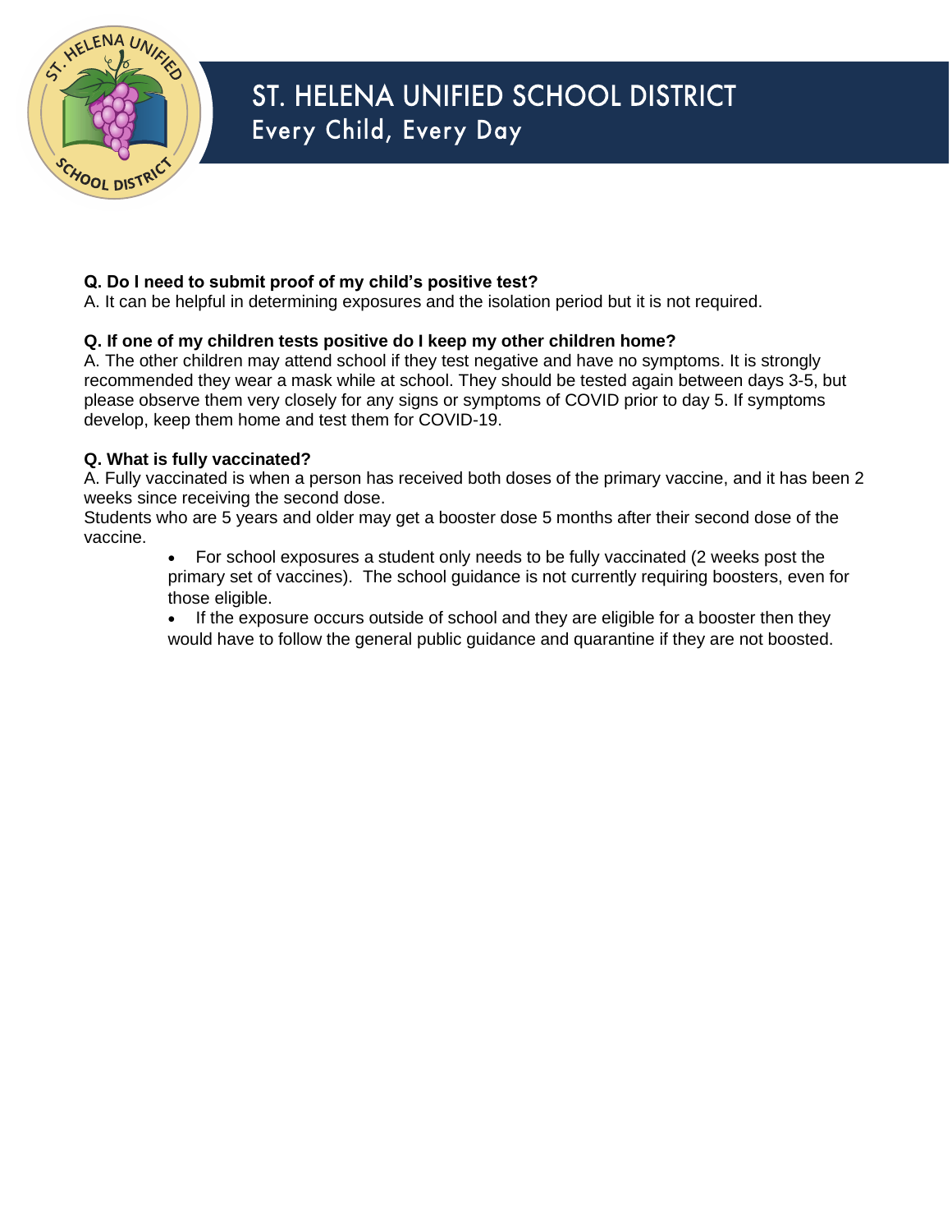**Q. Do I need to submit proof of my child's positive test?**
A. It can be helpful in determining exposures and the isolation period but it is not required.

**Q. If one of my children tests positive do I keep my other children home?**
A. The other children may attend school if they test negative and have no symptoms. It is strongly recommended they wear a mask while at school. They should be tested again between days 3-5, but please observe them very closely for any signs or symptoms of COVID prior to day 5. If symptoms develop, keep them home and test them for COVID-19.

**Q. What is fully vaccinated?**
A. Fully vaccinated is when a person has received both doses of the primary vaccine, and it has been 2 weeks since receiving the second dose.
Students who are 5 years and older may get a booster dose 5 months after their second dose of the vaccine.

- For school exposures a student only needs to be fully vaccinated (2 weeks post the primary set of vaccines). The school guidance is not currently requiring boosters, even for those eligible.
- If the exposure occurs outside of school and they are eligible for a booster then they would have to follow the general public guidance and quarantine if they are not boosted.